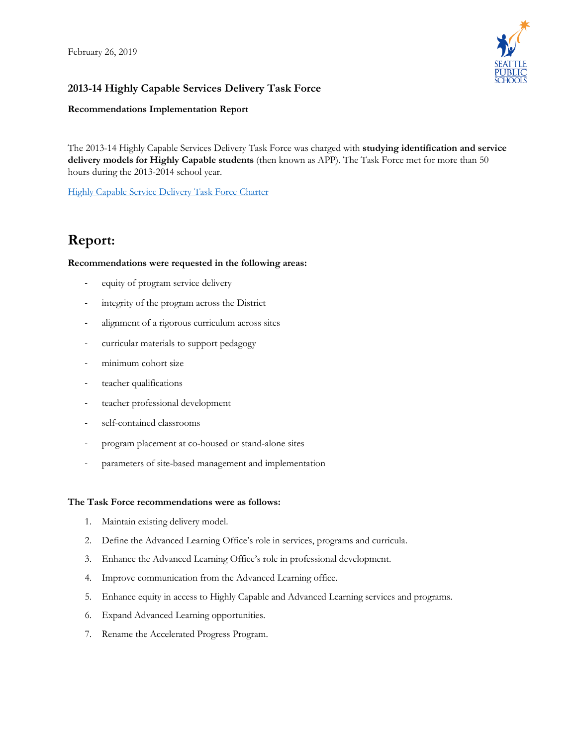February 26, 2019

## 2013-14 Highly Capable Services Delivery Task Force

**Recommendations Implementation Report**

The 2013-14 Highly Capable Services Delivery Task Force was charged with **studying identification and service delivery models for Highly Capable students** (then known as APP). The Task Force met for more than 50 hours during the 2013-2014 school year.

Highly Capable Service Delivery Task Force Charter

# Report:

**Recommendations were requested in the following areas:**

- equity of program service delivery
- integrity of the program across the District
- alignment of a rigorous curriculum across sites
- curricular materials to support pedagogy
- minimum cohort size
- teacher qualifications
- teacher professional development
- self-contained classrooms
- program placement at co-housed or stand-alone sites
- parameters of site-based management and implementation

**The Task Force recommendations were as follows:**

1. Maintain existing delivery model.
2. Define the Advanced Learning Office's role in services, programs and curricula.
3. Enhance the Advanced Learning Office's role in professional development.
4. Improve communication from the Advanced Learning office.
5. Enhance equity in access to Highly Capable and Advanced Learning services and programs.
6. Expand Advanced Learning opportunities.
7. Rename the Accelerated Progress Program.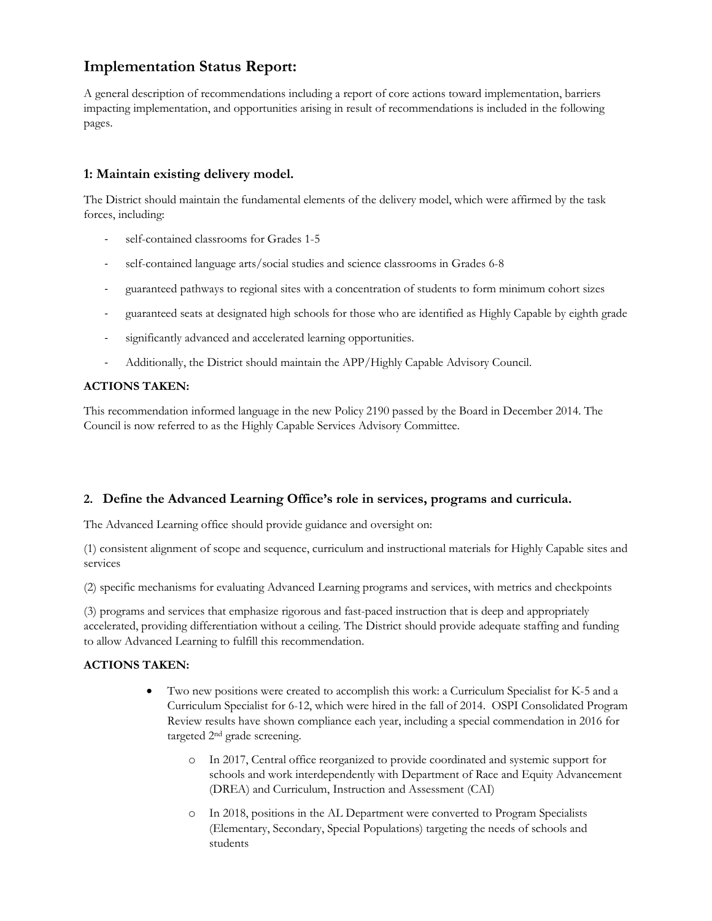## Implementation Status Report:

A general description of recommendations including a report of core actions toward implementation, barriers impacting implementation, and opportunities arising in result of recommendations is included in the following pages.

### 1: Maintain existing delivery model.

The District should maintain the fundamental elements of the delivery model, which were affirmed by the task forces, including:

- self-contained classrooms for Grades 1-5
- self-contained language arts/social studies and science classrooms in Grades 6-8
- guaranteed pathways to regional sites with a concentration of students to form minimum cohort sizes
- guaranteed seats at designated high schools for those who are identified as Highly Capable by eighth grade
- significantly advanced and accelerated learning opportunities.
- Additionally, the District should maintain the APP/Highly Capable Advisory Council.

**ACTIONS TAKEN:**

This recommendation informed language in the new Policy 2190 passed by the Board in December 2014. The Council is now referred to as the Highly Capable Services Advisory Committee.

### 2. Define the Advanced Learning Office's role in services, programs and curricula.

The Advanced Learning office should provide guidance and oversight on:

(1) consistent alignment of scope and sequence, curriculum and instructional materials for Highly Capable sites and services

(2) specific mechanisms for evaluating Advanced Learning programs and services, with metrics and checkpoints

(3) programs and services that emphasize rigorous and fast-paced instruction that is deep and appropriately accelerated, providing differentiation without a ceiling. The District should provide adequate staffing and funding to allow Advanced Learning to fulfill this recommendation.

**ACTIONS TAKEN:**

- Two new positions were created to accomplish this work: a Curriculum Specialist for K-5 and a Curriculum Specialist for 6-12, which were hired in the fall of 2014. OSPI Consolidated Program Review results have shown compliance each year, including a special commendation in 2016 for targeted 2nd grade screening.
  - In 2017, Central office reorganized to provide coordinated and systemic support for schools and work interdependently with Department of Race and Equity Advancement (DREA) and Curriculum, Instruction and Assessment (CAI)
  - In 2018, positions in the AL Department were converted to Program Specialists (Elementary, Secondary, Special Populations) targeting the needs of schools and students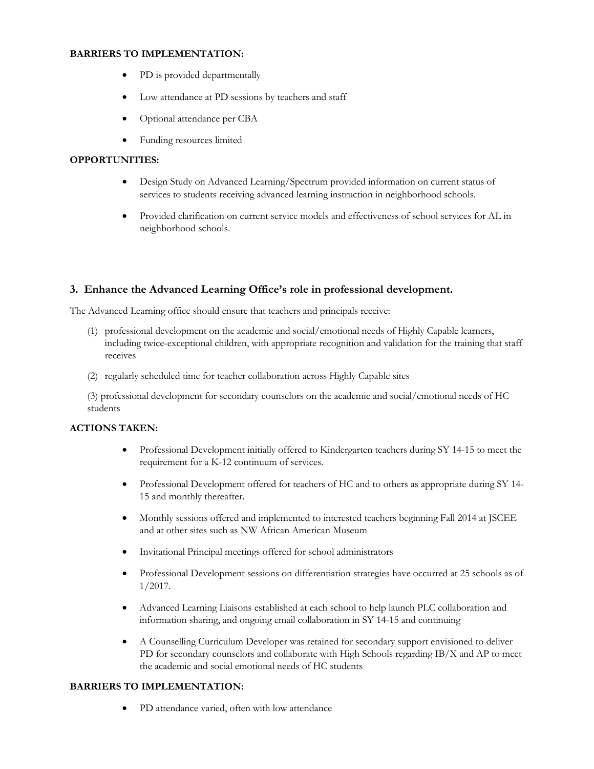**BARRIERS TO IMPLEMENTATION:**

- PD is provided departmentally
- Low attendance at PD sessions by teachers and staff
- Optional attendance per CBA
- Funding resources limited

**OPPORTUNITIES:**

- Design Study on Advanced Learning/Spectrum provided information on current status of services to students receiving advanced learning instruction in neighborhood schools.
- Provided clarification on current service models and effectiveness of school services for AL in neighborhood schools.

### 3. Enhance the Advanced Learning Office's role in professional development.

The Advanced Learning office should ensure that teachers and principals receive:

(1) professional development on the academic and social/emotional needs of Highly Capable learners, including twice-exceptional children, with appropriate recognition and validation for the training that staff receives

(2) regularly scheduled time for teacher collaboration across Highly Capable sites

(3) professional development for secondary counselors on the academic and social/emotional needs of HC students

**ACTIONS TAKEN:**

- Professional Development initially offered to Kindergarten teachers during SY 14-15 to meet the requirement for a K-12 continuum of services.
- Professional Development offered for teachers of HC and to others as appropriate during SY 14-15 and monthly thereafter.
- Monthly sessions offered and implemented to interested teachers beginning Fall 2014 at JSCEE and at other sites such as NW African American Museum
- Invitational Principal meetings offered for school administrators
- Professional Development sessions on differentiation strategies have occurred at 25 schools as of 1/2017.
- Advanced Learning Liaisons established at each school to help launch PLC collaboration and information sharing, and ongoing email collaboration in SY 14-15 and continuing
- A Counselling Curriculum Developer was retained for secondary support envisioned to deliver PD for secondary counselors and collaborate with High Schools regarding IB/X and AP to meet the academic and social emotional needs of HC students

**BARRIERS TO IMPLEMENTATION:**

- PD attendance varied, often with low attendance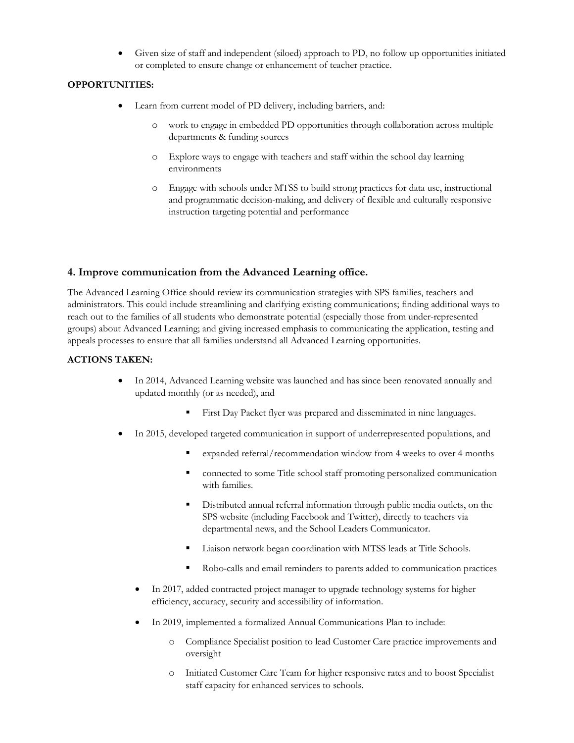- Given size of staff and independent (siloed) approach to PD, no follow up opportunities initiated or completed to ensure change or enhancement of teacher practice.

**OPPORTUNITIES:**

- Learn from current model of PD delivery, including barriers, and:
    - work to engage in embedded PD opportunities through collaboration across multiple departments & funding sources
    - Explore ways to engage with teachers and staff within the school day learning environments
    - Engage with schools under MTSS to build strong practices for data use, instructional and programmatic decision-making, and delivery of flexible and culturally responsive instruction targeting potential and performance

### 4. Improve communication from the Advanced Learning office.

The Advanced Learning Office should review its communication strategies with SPS families, teachers and administrators. This could include streamlining and clarifying existing communications; finding additional ways to reach out to the families of all students who demonstrate potential (especially those from under-represented groups) about Advanced Learning; and giving increased emphasis to communicating the application, testing and appeals processes to ensure that all families understand all Advanced Learning opportunities.

**ACTIONS TAKEN:**

- In 2014, Advanced Learning website was launched and has since been renovated annually and updated monthly (or as needed), and
    - First Day Packet flyer was prepared and disseminated in nine languages.
- In 2015, developed targeted communication in support of underrepresented populations, and
    - expanded referral/recommendation window from 4 weeks to over 4 months
    - connected to some Title school staff promoting personalized communication with families.
    - Distributed annual referral information through public media outlets, on the SPS website (including Facebook and Twitter), directly to teachers via departmental news, and the School Leaders Communicator.
    - Liaison network began coordination with MTSS leads at Title Schools.
    - Robo-calls and email reminders to parents added to communication practices
- In 2017, added contracted project manager to upgrade technology systems for higher efficiency, accuracy, security and accessibility of information.
- In 2019, implemented a formalized Annual Communications Plan to include:
    - Compliance Specialist position to lead Customer Care practice improvements and oversight
    - Initiated Customer Care Team for higher responsive rates and to boost Specialist staff capacity for enhanced services to schools.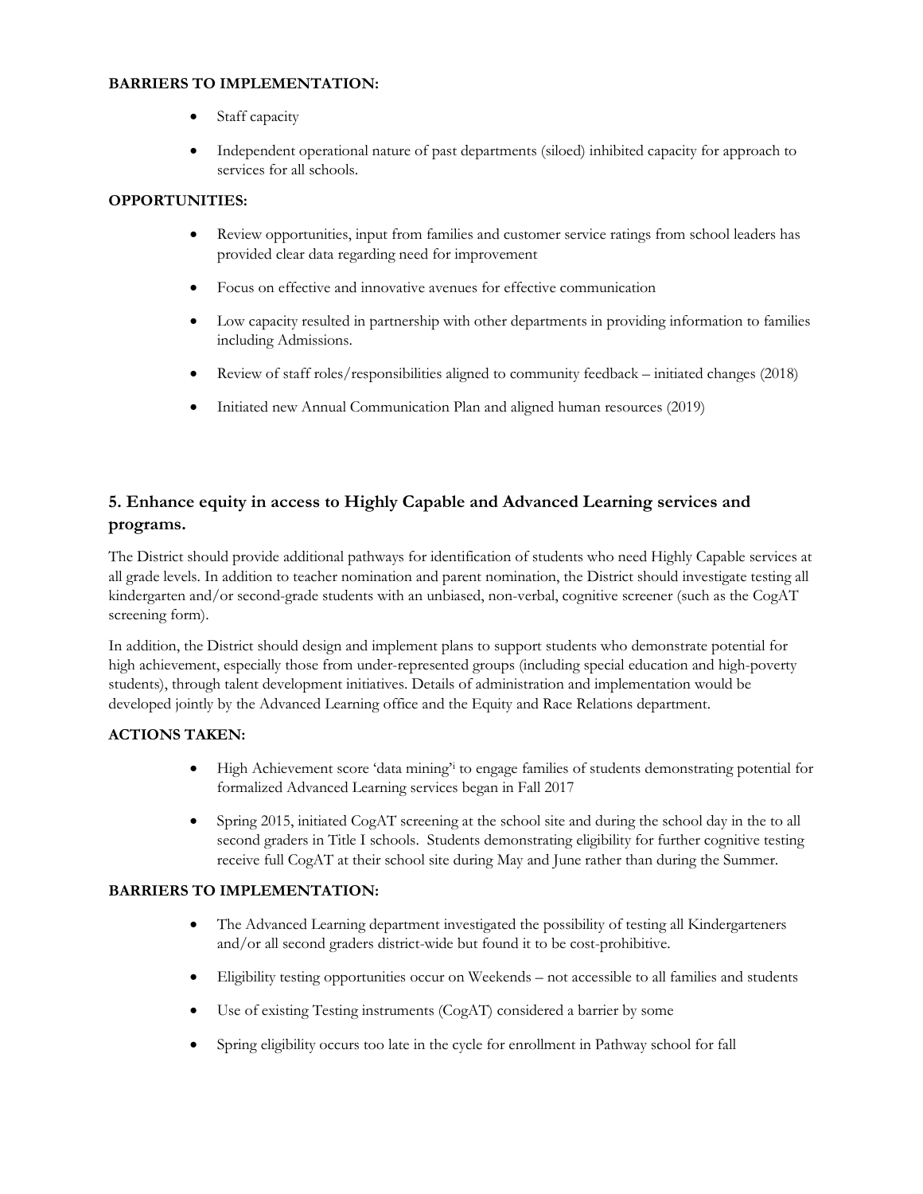**BARRIERS TO IMPLEMENTATION:**

- Staff capacity
- Independent operational nature of past departments (siloed) inhibited capacity for approach to services for all schools.

**OPPORTUNITIES:**

- Review opportunities, input from families and customer service ratings from school leaders has provided clear data regarding need for improvement
- Focus on effective and innovative avenues for effective communication
- Low capacity resulted in partnership with other departments in providing information to families including Admissions.
- Review of staff roles/responsibilities aligned to community feedback – initiated changes (2018)
- Initiated new Annual Communication Plan and aligned human resources (2019)

## 5. Enhance equity in access to Highly Capable and Advanced Learning services and programs.

The District should provide additional pathways for identification of students who need Highly Capable services at all grade levels. In addition to teacher nomination and parent nomination, the District should investigate testing all kindergarten and/or second-grade students with an unbiased, non-verbal, cognitive screener (such as the CogAT screening form).

In addition, the District should design and implement plans to support students who demonstrate potential for high achievement, especially those from under-represented groups (including special education and high-poverty students), through talent development initiatives. Details of administration and implementation would be developed jointly by the Advanced Learning office and the Equity and Race Relations department.

**ACTIONS TAKEN:**

- High Achievement score 'data mining'[i] to engage families of students demonstrating potential for formalized Advanced Learning services began in Fall 2017
- Spring 2015, initiated CogAT screening at the school site and during the school day in the to all second graders in Title I schools. Students demonstrating eligibility for further cognitive testing receive full CogAT at their school site during May and June rather than during the Summer.

**BARRIERS TO IMPLEMENTATION:**

- The Advanced Learning department investigated the possibility of testing all Kindergarteners and/or all second graders district-wide but found it to be cost-prohibitive.
- Eligibility testing opportunities occur on Weekends – not accessible to all families and students
- Use of existing Testing instruments (CogAT) considered a barrier by some
- Spring eligibility occurs too late in the cycle for enrollment in Pathway school for fall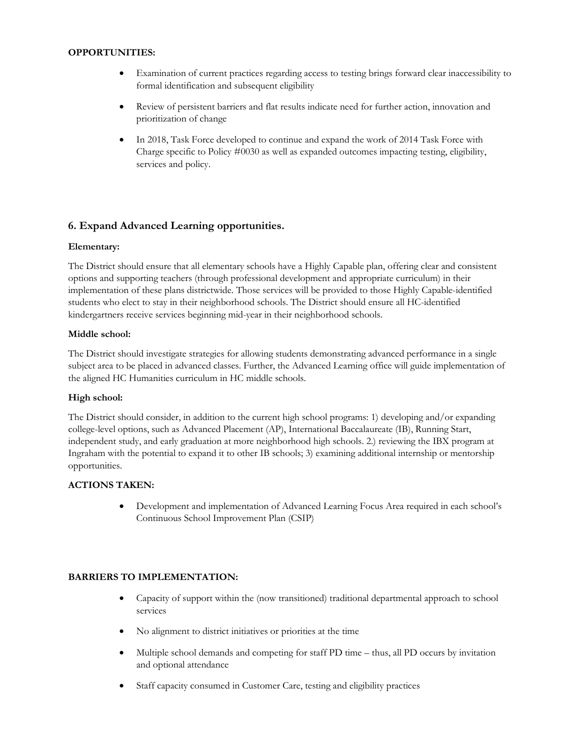**OPPORTUNITIES:**

- Examination of current practices regarding access to testing brings forward clear inaccessibility to formal identification and subsequent eligibility
- Review of persistent barriers and flat results indicate need for further action, innovation and prioritization of change
- In 2018, Task Force developed to continue and expand the work of 2014 Task Force with Charge specific to Policy #0030 as well as expanded outcomes impacting testing, eligibility, services and policy.

## 6. Expand Advanced Learning opportunities.

**Elementary:**

The District should ensure that all elementary schools have a Highly Capable plan, offering clear and consistent options and supporting teachers (through professional development and appropriate curriculum) in their implementation of these plans districtwide. Those services will be provided to those Highly Capable-identified students who elect to stay in their neighborhood schools. The District should ensure all HC-identified kindergartners receive services beginning mid-year in their neighborhood schools.

**Middle school:**

The District should investigate strategies for allowing students demonstrating advanced performance in a single subject area to be placed in advanced classes. Further, the Advanced Learning office will guide implementation of the aligned HC Humanities curriculum in HC middle schools.

**High school:**

The District should consider, in addition to the current high school programs: 1) developing and/or expanding college-level options, such as Advanced Placement (AP), International Baccalaureate (IB), Running Start, independent study, and early graduation at more neighborhood high schools. 2.) reviewing the IBX program at Ingraham with the potential to expand it to other IB schools; 3) examining additional internship or mentorship opportunities.

**ACTIONS TAKEN:**

- Development and implementation of Advanced Learning Focus Area required in each school's Continuous School Improvement Plan (CSIP)

**BARRIERS TO IMPLEMENTATION:**

- Capacity of support within the (now transitioned) traditional departmental approach to school services
- No alignment to district initiatives or priorities at the time
- Multiple school demands and competing for staff PD time – thus, all PD occurs by invitation and optional attendance
- Staff capacity consumed in Customer Care, testing and eligibility practices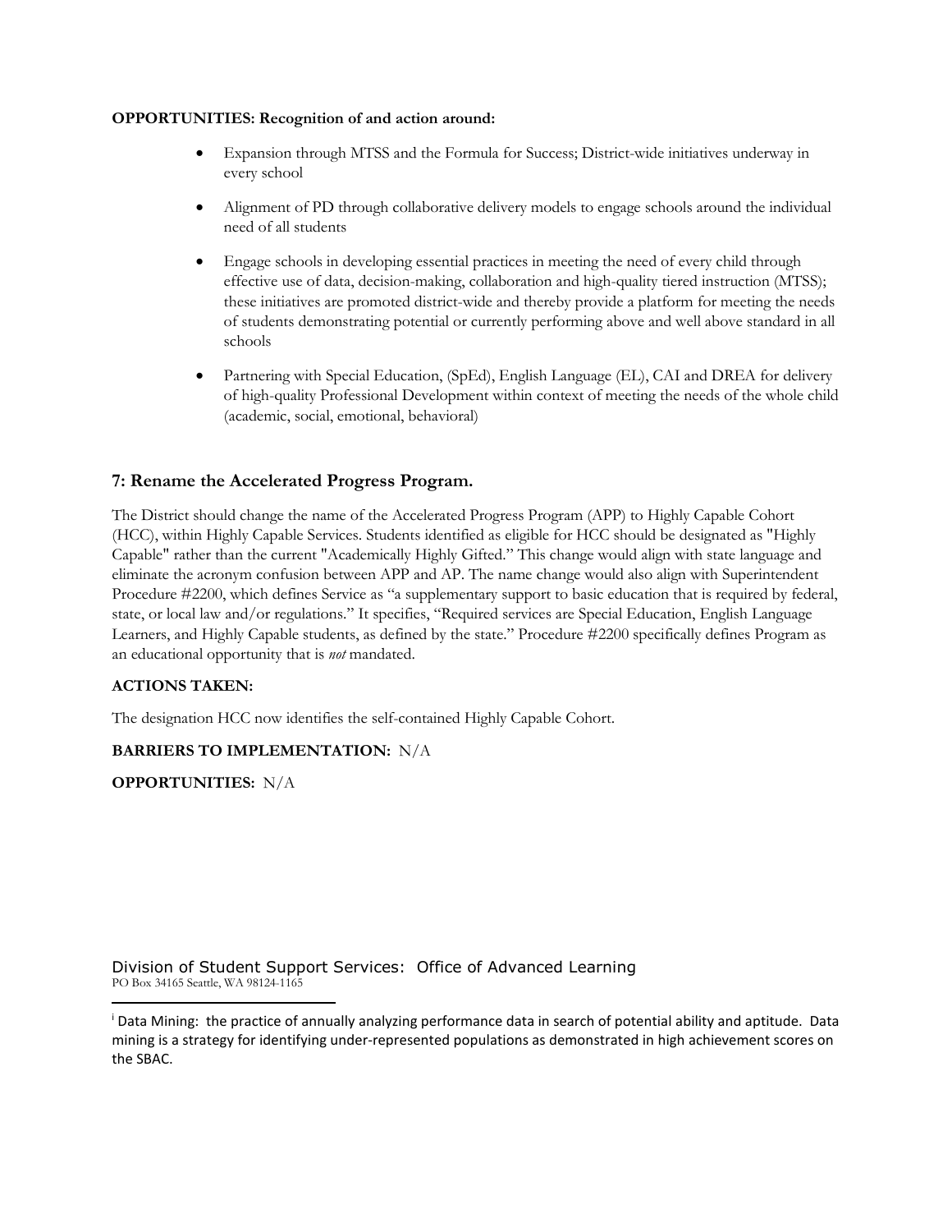**OPPORTUNITIES: Recognition of and action around:**

- Expansion through MTSS and the Formula for Success; District-wide initiatives underway in every school
- Alignment of PD through collaborative delivery models to engage schools around the individual need of all students
- Engage schools in developing essential practices in meeting the need of every child through effective use of data, decision-making, collaboration and high-quality tiered instruction (MTSS); these initiatives are promoted district-wide and thereby provide a platform for meeting the needs of students demonstrating potential or currently performing above and well above standard in all schools
- Partnering with Special Education, (SpEd), English Language (EL), CAI and DREA for delivery of high-quality Professional Development within context of meeting the needs of the whole child (academic, social, emotional, behavioral)

## 7: Rename the Accelerated Progress Program.

The District should change the name of the Accelerated Progress Program (APP) to Highly Capable Cohort (HCC), within Highly Capable Services. Students identified as eligible for HCC should be designated as "Highly Capable" rather than the current "Academically Highly Gifted." This change would align with state language and eliminate the acronym confusion between APP and AP. The name change would also align with Superintendent Procedure #2200, which defines Service as "a supplementary support to basic education that is required by federal, state, or local law and/or regulations." It specifies, "Required services are Special Education, English Language Learners, and Highly Capable students, as defined by the state." Procedure #2200 specifically defines Program as an educational opportunity that is *not* mandated.

**ACTIONS TAKEN:**

The designation HCC now identifies the self-contained Highly Capable Cohort.

**BARRIERS TO IMPLEMENTATION:** N/A

**OPPORTUNITIES:** N/A

Division of Student Support Services: Office of Advanced Learning
PO Box 34165 Seattle, WA 98124-1165

[i] Data Mining: the practice of annually analyzing performance data in search of potential ability and aptitude. Data mining is a strategy for identifying under-represented populations as demonstrated in high achievement scores on the SBAC.